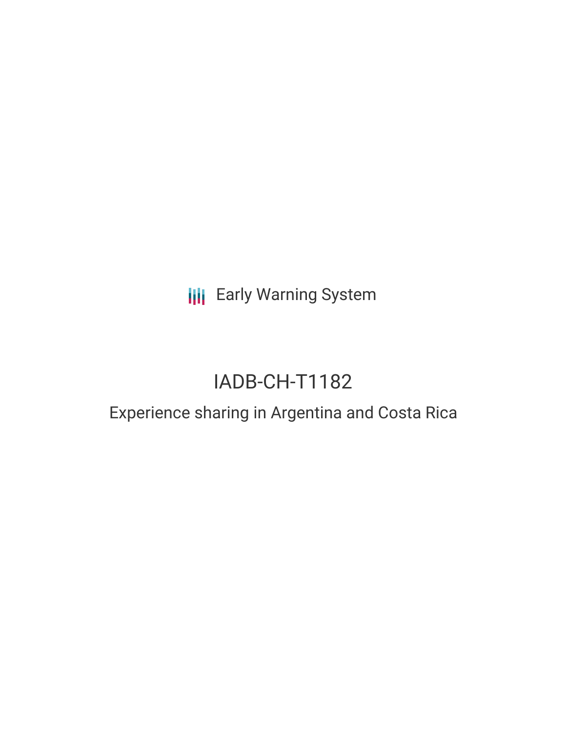Early Warning System

# IADB-CH-T1182

## Experience sharing in Argentina and Costa Rica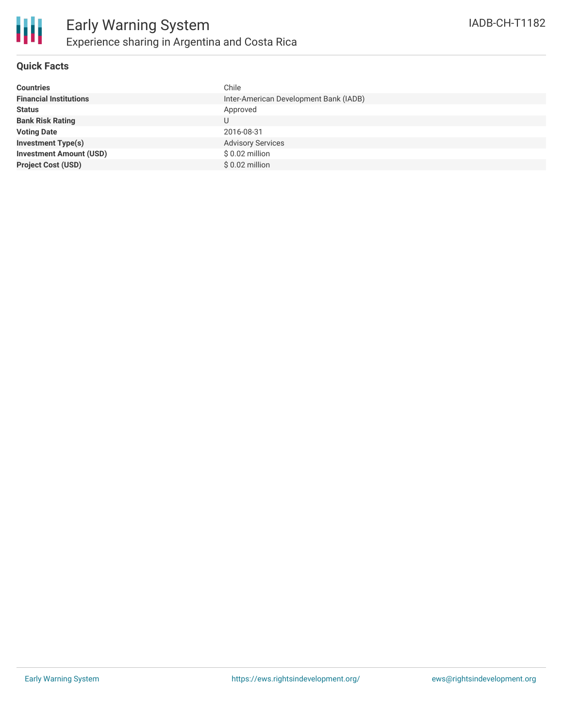# Early Warning System

## Experience sharing in Argentina and Costa Rica

IADB-CH-T1182

### Quick Facts

| | |
|---|---|
| **Countries** | Chile |
| **Financial Institutions** | Inter-American Development Bank (IADB) |
| **Status** | Approved |
| **Bank Risk Rating** | U |
| **Voting Date** | 2016-08-31 |
| **Investment Type(s)** | Advisory Services |
| **Investment Amount (USD)** | $ 0.02 million |
| **Project Cost (USD)** | $ 0.02 million |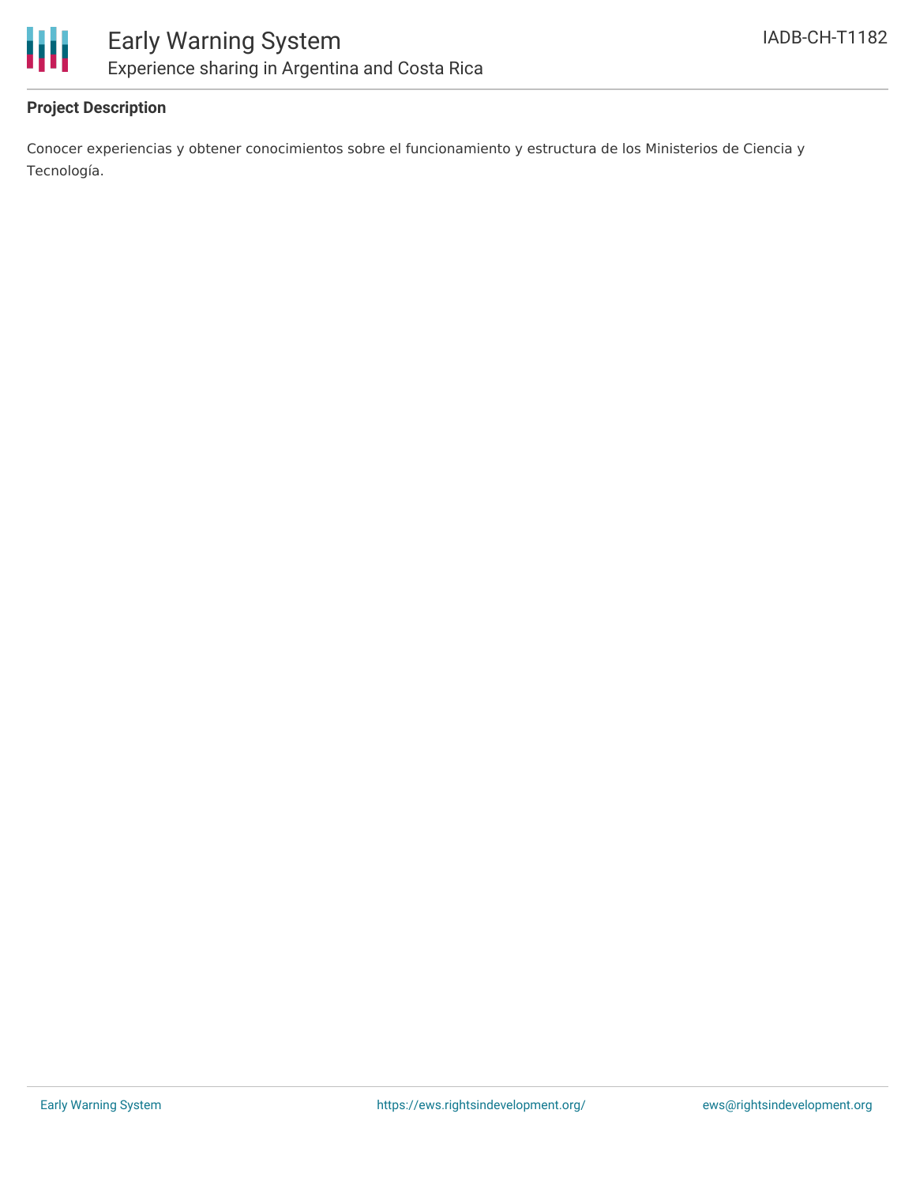# Early Warning System

## Experience sharing in Argentina and Costa Rica

IADB-CH-T1182

### Project Description

Conocer experiencias y obtener conocimientos sobre el funcionamiento y estructura de los Ministerios de Ciencia y Tecnología.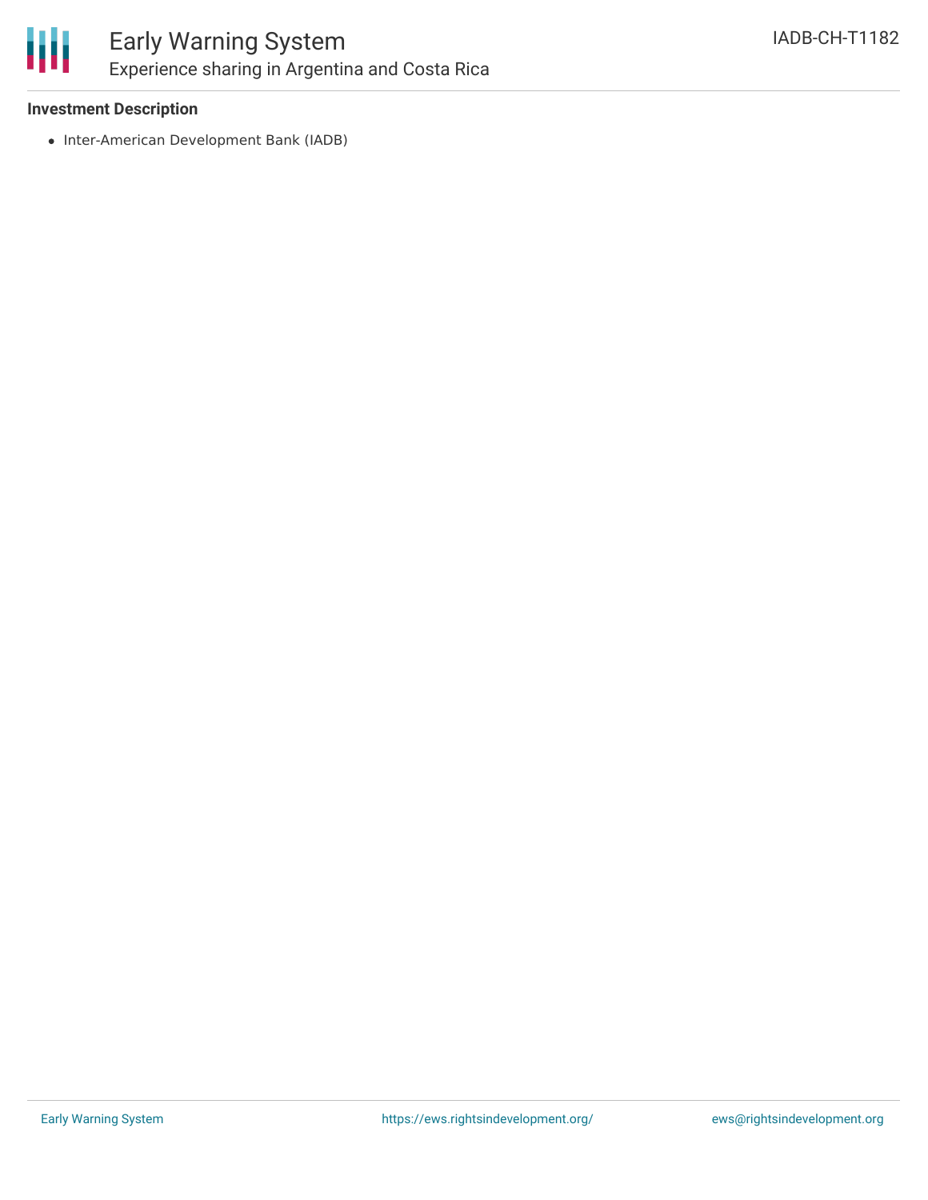### Investment Description

- Inter-American Development Bank (IADB)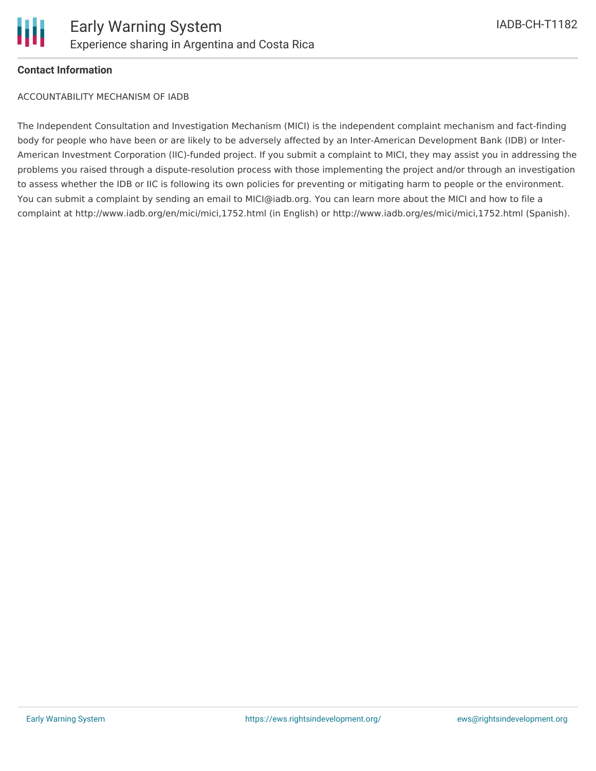**Contact Information**

ACCOUNTABILITY MECHANISM OF IADB

The Independent Consultation and Investigation Mechanism (MICI) is the independent complaint mechanism and fact-finding body for people who have been or are likely to be adversely affected by an Inter-American Development Bank (IDB) or Inter-American Investment Corporation (IIC)-funded project. If you submit a complaint to MICI, they may assist you in addressing the problems you raised through a dispute-resolution process with those implementing the project and/or through an investigation to assess whether the IDB or IIC is following its own policies for preventing or mitigating harm to people or the environment. You can submit a complaint by sending an email to MICI@iadb.org. You can learn more about the MICI and how to file a complaint at http://www.iadb.org/en/mici/mici,1752.html (in English) or http://www.iadb.org/es/mici/mici,1752.html (Spanish).